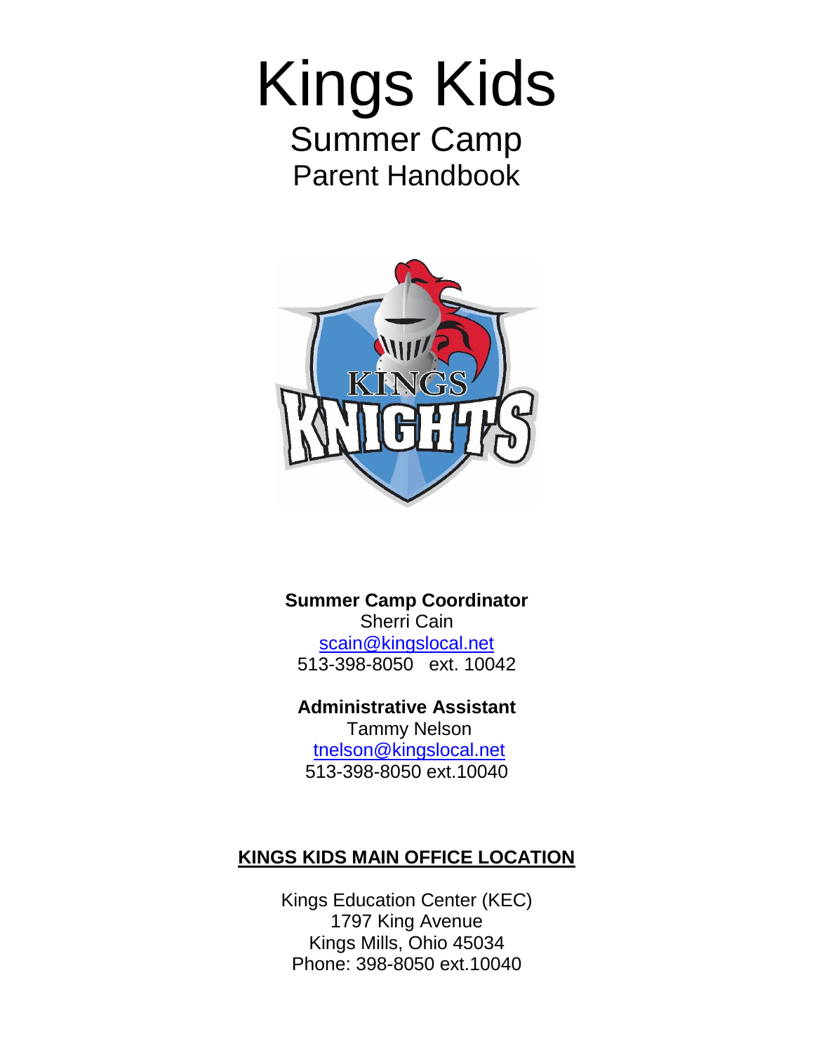# Kings Kids

## Summer Camp

## Parent Handbook

**Summer Camp Coordinator**
Sherri Cain
scain@kingslocal.net
513-398-8050 ext. 10042

**Administrative Assistant**
Tammy Nelson
tnelson@kingslocal.net
513-398-8050 ext.10040

**KINGS KIDS MAIN OFFICE LOCATION**

Kings Education Center (KEC)
1797 King Avenue
Kings Mills, Ohio 45034
Phone: 398-8050 ext.10040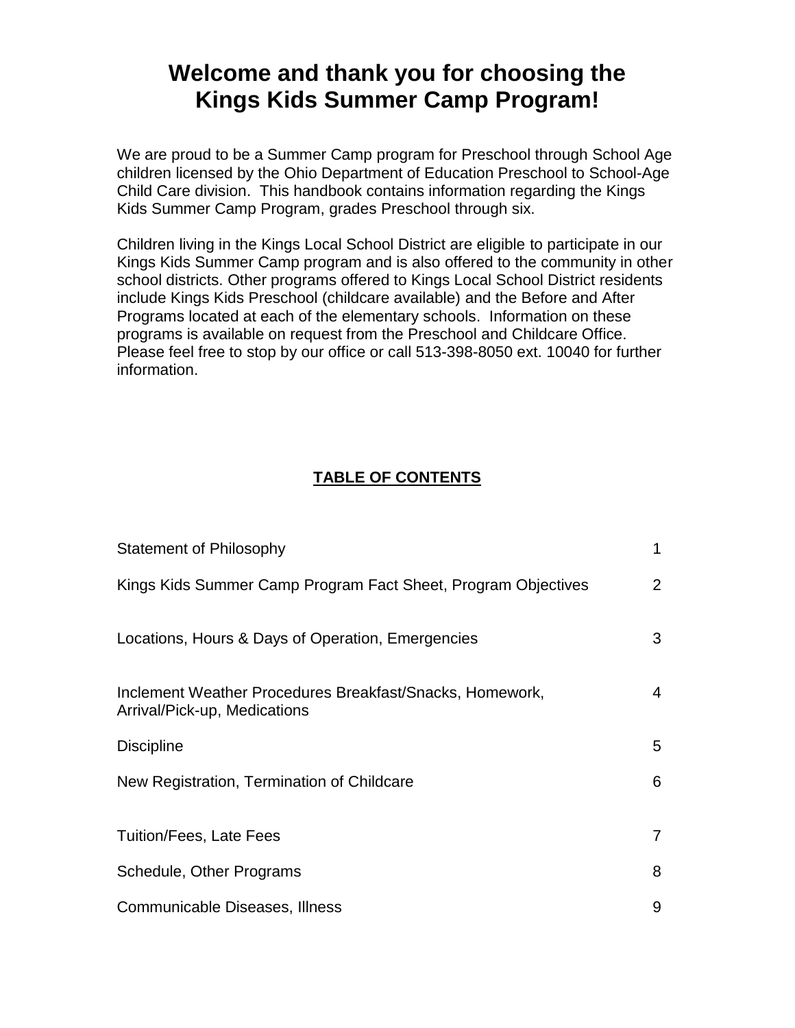# Welcome and thank you for choosing the Kings Kids Summer Camp Program!

We are proud to be a Summer Camp program for Preschool through School Age children licensed by the Ohio Department of Education Preschool to School-Age Child Care division. This handbook contains information regarding the Kings Kids Summer Camp Program, grades Preschool through six.

Children living in the Kings Local School District are eligible to participate in our Kings Kids Summer Camp program and is also offered to the community in other school districts. Other programs offered to Kings Local School District residents include Kings Kids Preschool (childcare available) and the Before and After Programs located at each of the elementary schools. Information on these programs is available on request from the Preschool and Childcare Office. Please feel free to stop by our office or call 513-398-8050 ext. 10040 for further information.

## TABLE OF CONTENTS

| | |
|---|---|
| Statement of Philosophy | 1 |
| Kings Kids Summer Camp Program Fact Sheet, Program Objectives | 2 |
| Locations, Hours & Days of Operation, Emergencies | 3 |
| Inclement Weather Procedures Breakfast/Snacks, Homework, Arrival/Pick-up, Medications | 4 |
| Discipline | 5 |
| New Registration, Termination of Childcare | 6 |
| Tuition/Fees, Late Fees | 7 |
| Schedule, Other Programs | 8 |
| Communicable Diseases, Illness | 9 |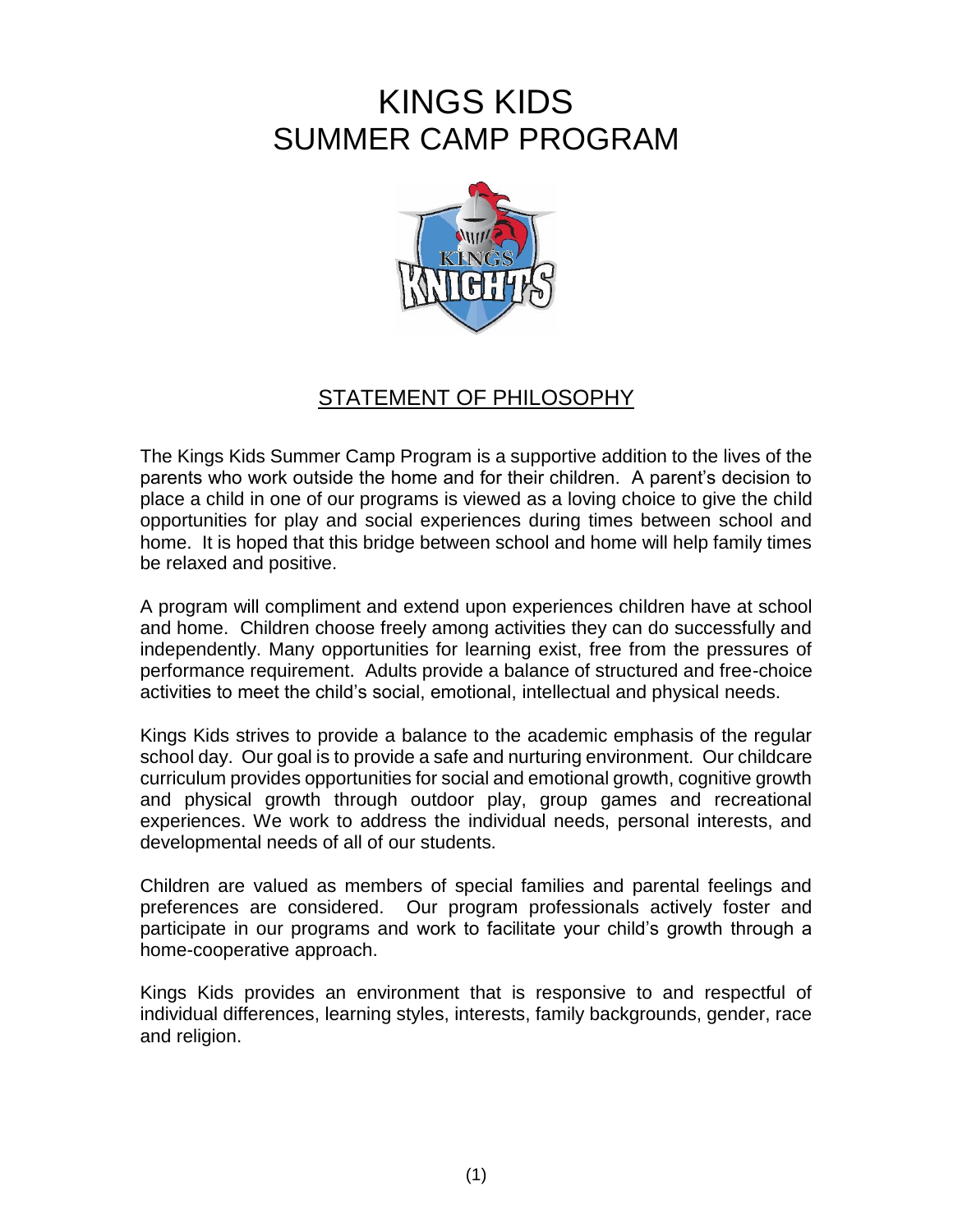# KINGS KIDS
# SUMMER CAMP PROGRAM

## STATEMENT OF PHILOSOPHY

The Kings Kids Summer Camp Program is a supportive addition to the lives of the parents who work outside the home and for their children. A parent's decision to place a child in one of our programs is viewed as a loving choice to give the child opportunities for play and social experiences during times between school and home. It is hoped that this bridge between school and home will help family times be relaxed and positive.

A program will compliment and extend upon experiences children have at school and home. Children choose freely among activities they can do successfully and independently. Many opportunities for learning exist, free from the pressures of performance requirement. Adults provide a balance of structured and free-choice activities to meet the child's social, emotional, intellectual and physical needs.

Kings Kids strives to provide a balance to the academic emphasis of the regular school day. Our goal is to provide a safe and nurturing environment. Our childcare curriculum provides opportunities for social and emotional growth, cognitive growth and physical growth through outdoor play, group games and recreational experiences. We work to address the individual needs, personal interests, and developmental needs of all of our students.

Children are valued as members of special families and parental feelings and preferences are considered. Our program professionals actively foster and participate in our programs and work to facilitate your child's growth through a home-cooperative approach.

Kings Kids provides an environment that is responsive to and respectful of individual differences, learning styles, interests, family backgrounds, gender, race and religion.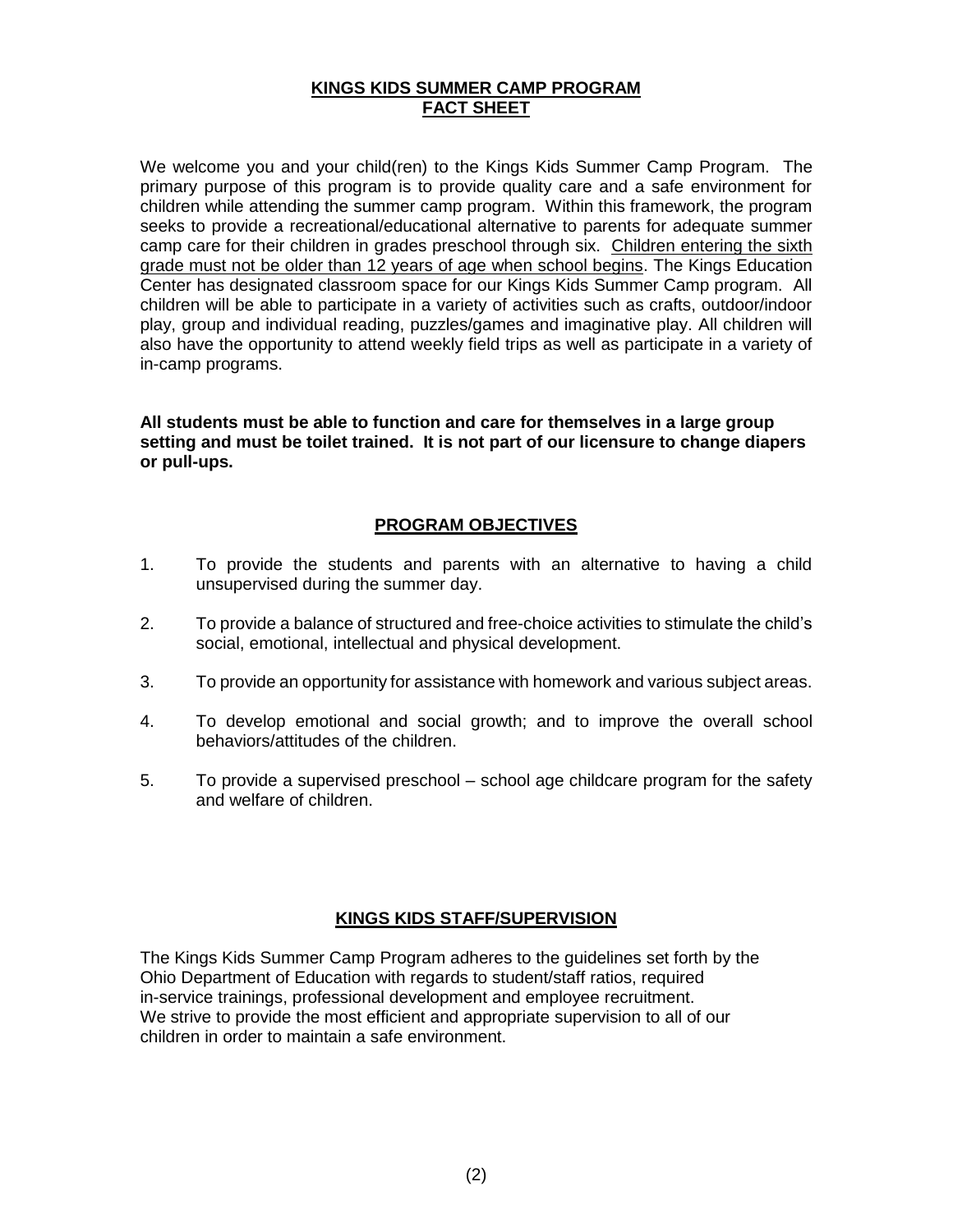## KINGS KIDS SUMMER CAMP PROGRAM
## FACT SHEET

We welcome you and your child(ren) to the Kings Kids Summer Camp Program. The primary purpose of this program is to provide quality care and a safe environment for children while attending the summer camp program. Within this framework, the program seeks to provide a recreational/educational alternative to parents for adequate summer camp care for their children in grades preschool through six. Children entering the sixth grade must not be older than 12 years of age when school begins. The Kings Education Center has designated classroom space for our Kings Kids Summer Camp program. All children will be able to participate in a variety of activities such as crafts, outdoor/indoor play, group and individual reading, puzzles/games and imaginative play. All children will also have the opportunity to attend weekly field trips as well as participate in a variety of in-camp programs.

**All students must be able to function and care for themselves in a large group setting and must be toilet trained. It is not part of our licensure to change diapers or pull-ups.**

## PROGRAM OBJECTIVES

1. To provide the students and parents with an alternative to having a child unsupervised during the summer day.
2. To provide a balance of structured and free-choice activities to stimulate the child's social, emotional, intellectual and physical development.
3. To provide an opportunity for assistance with homework and various subject areas.
4. To develop emotional and social growth; and to improve the overall school behaviors/attitudes of the children.
5. To provide a supervised preschool – school age childcare program for the safety and welfare of children.

## KINGS KIDS STAFF/SUPERVISION

The Kings Kids Summer Camp Program adheres to the guidelines set forth by the Ohio Department of Education with regards to student/staff ratios, required in-service trainings, professional development and employee recruitment. We strive to provide the most efficient and appropriate supervision to all of our children in order to maintain a safe environment.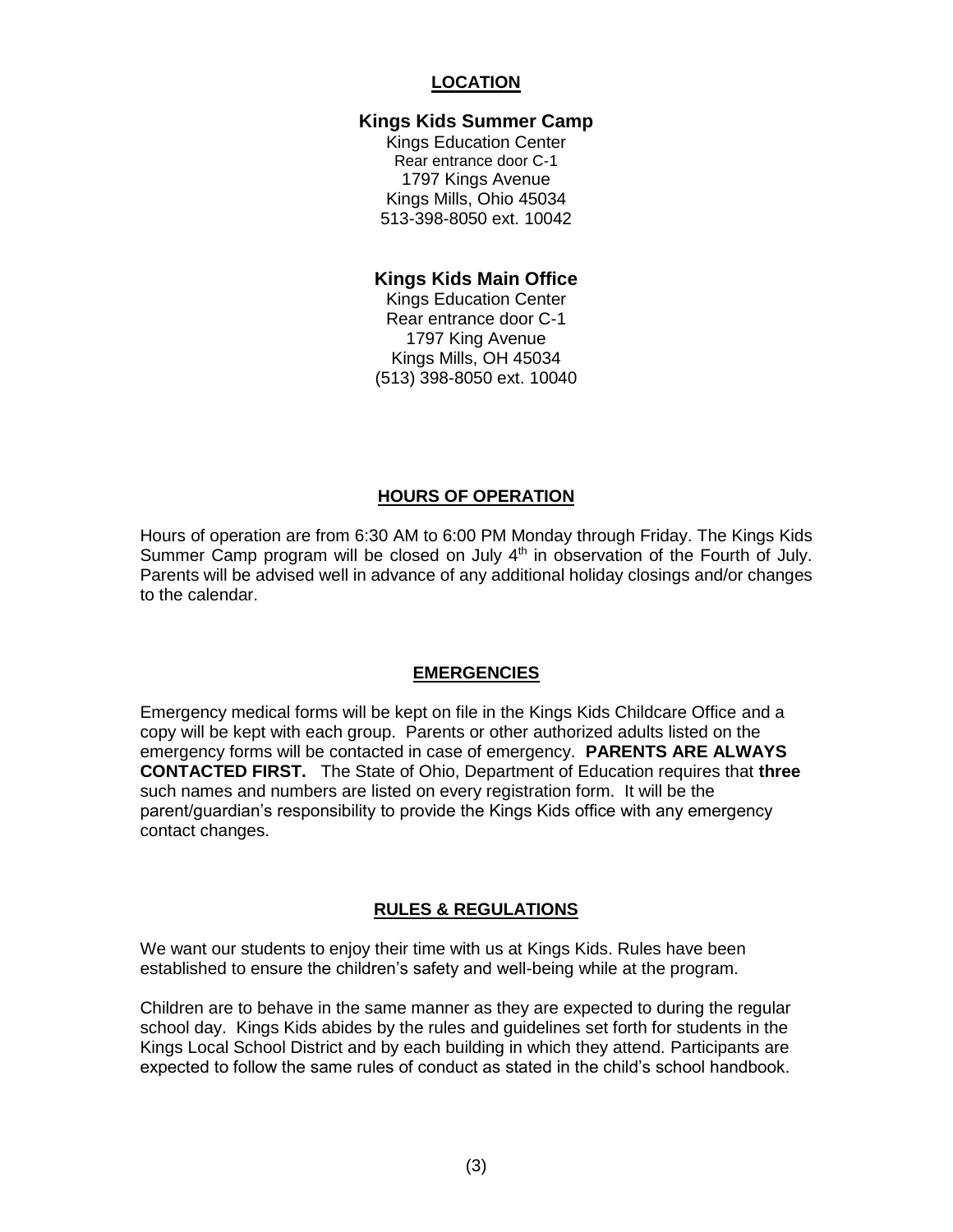## LOCATION

**Kings Kids Summer Camp**
Kings Education Center
Rear entrance door C-1
1797 Kings Avenue
Kings Mills, Ohio 45034
513-398-8050 ext. 10042

**Kings Kids Main Office**
Kings Education Center
Rear entrance door C-1
1797 King Avenue
Kings Mills, OH 45034
(513) 398-8050 ext. 10040

## HOURS OF OPERATION

Hours of operation are from 6:30 AM to 6:00 PM Monday through Friday. The Kings Kids Summer Camp program will be closed on July 4th in observation of the Fourth of July. Parents will be advised well in advance of any additional holiday closings and/or changes to the calendar.

## EMERGENCIES

Emergency medical forms will be kept on file in the Kings Kids Childcare Office and a copy will be kept with each group. Parents or other authorized adults listed on the emergency forms will be contacted in case of emergency. **PARENTS ARE ALWAYS CONTACTED FIRST.** The State of Ohio, Department of Education requires that **three** such names and numbers are listed on every registration form. It will be the parent/guardian's responsibility to provide the Kings Kids office with any emergency contact changes.

## RULES & REGULATIONS

We want our students to enjoy their time with us at Kings Kids. Rules have been established to ensure the children's safety and well-being while at the program.

Children are to behave in the same manner as they are expected to during the regular school day. Kings Kids abides by the rules and guidelines set forth for students in the Kings Local School District and by each building in which they attend. Participants are expected to follow the same rules of conduct as stated in the child's school handbook.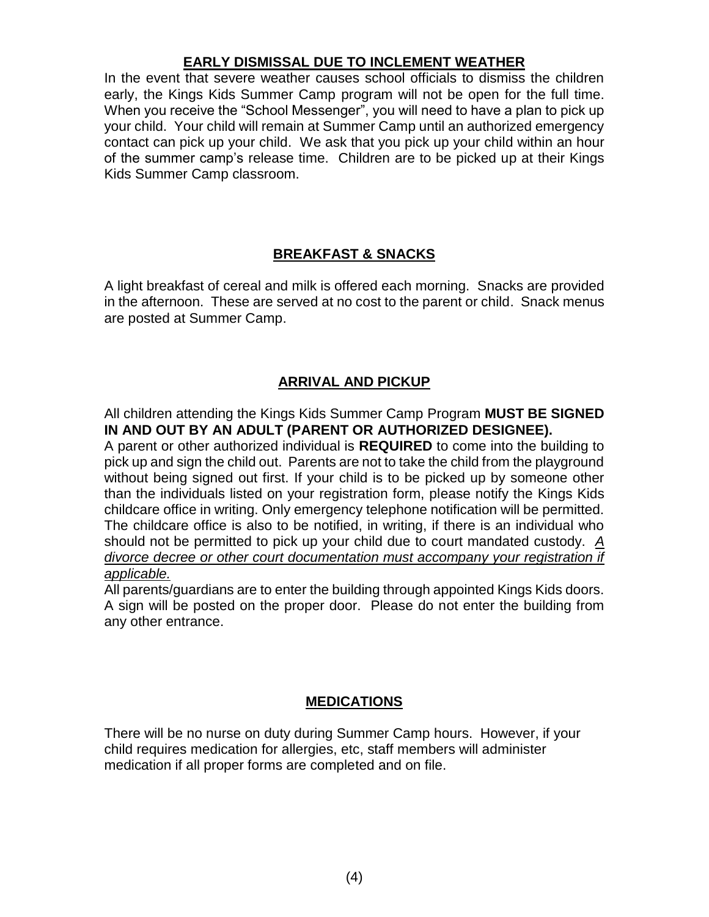## EARLY DISMISSAL DUE TO INCLEMENT WEATHER

In the event that severe weather causes school officials to dismiss the children early, the Kings Kids Summer Camp program will not be open for the full time. When you receive the "School Messenger", you will need to have a plan to pick up your child. Your child will remain at Summer Camp until an authorized emergency contact can pick up your child. We ask that you pick up your child within an hour of the summer camp's release time. Children are to be picked up at their Kings Kids Summer Camp classroom.

## BREAKFAST & SNACKS

A light breakfast of cereal and milk is offered each morning. Snacks are provided in the afternoon. These are served at no cost to the parent or child. Snack menus are posted at Summer Camp.

## ARRIVAL AND PICKUP

All children attending the Kings Kids Summer Camp Program **MUST BE SIGNED IN AND OUT BY AN ADULT (PARENT OR AUTHORIZED DESIGNEE).**

A parent or other authorized individual is **REQUIRED** to come into the building to pick up and sign the child out. Parents are not to take the child from the playground without being signed out first. If your child is to be picked up by someone other than the individuals listed on your registration form, please notify the Kings Kids childcare office in writing. Only emergency telephone notification will be permitted. The childcare office is also to be notified, in writing, if there is an individual who should not be permitted to pick up your child due to court mandated custody. *A divorce decree or other court documentation must accompany your registration if applicable.*

All parents/guardians are to enter the building through appointed Kings Kids doors. A sign will be posted on the proper door. Please do not enter the building from any other entrance.

## MEDICATIONS

There will be no nurse on duty during Summer Camp hours. However, if your child requires medication for allergies, etc, staff members will administer medication if all proper forms are completed and on file.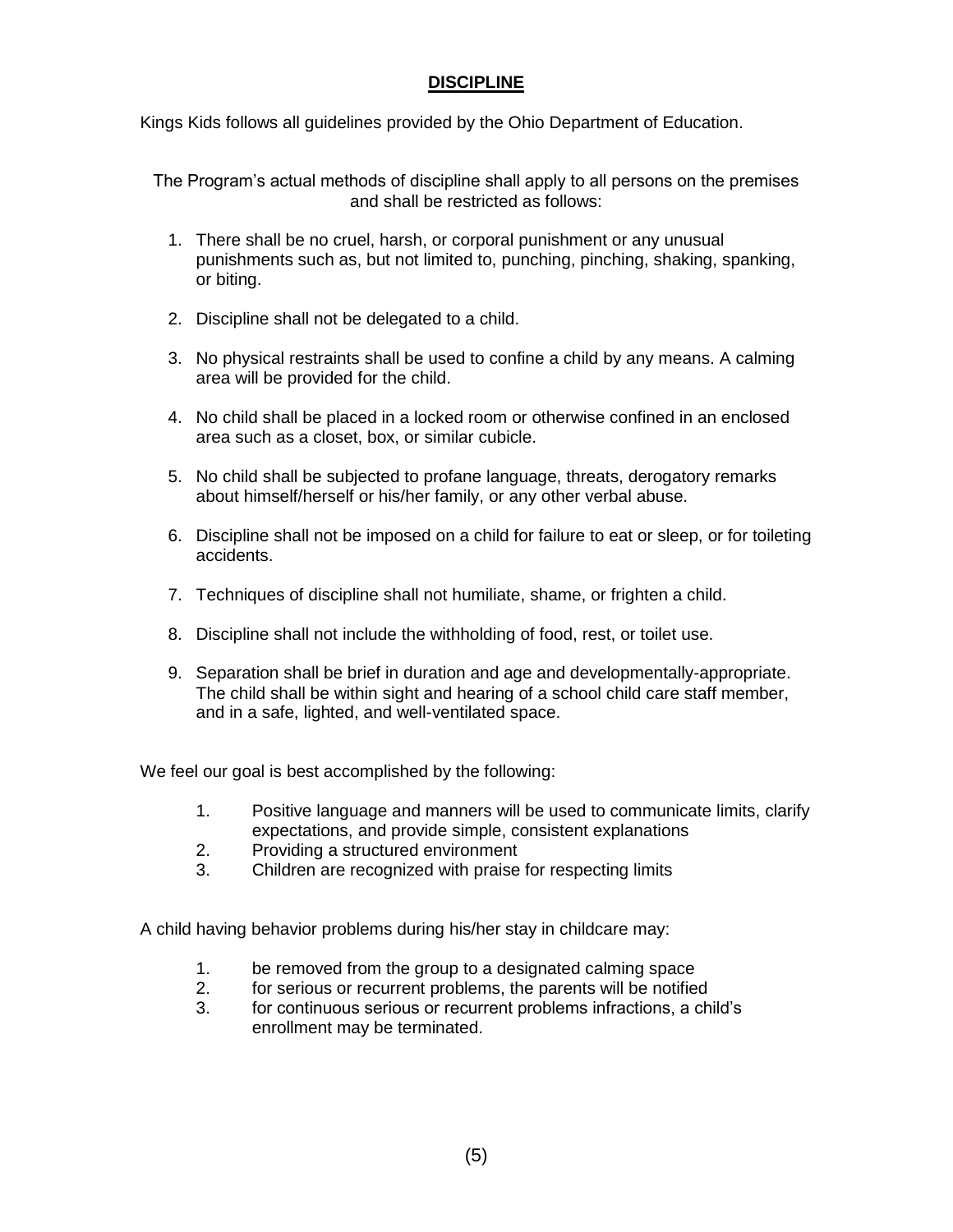## DISCIPLINE

Kings Kids follows all guidelines provided by the Ohio Department of Education.

The Program's actual methods of discipline shall apply to all persons on the premises and shall be restricted as follows:

1. There shall be no cruel, harsh, or corporal punishment or any unusual punishments such as, but not limited to, punching, pinching, shaking, spanking, or biting.
2. Discipline shall not be delegated to a child.
3. No physical restraints shall be used to confine a child by any means. A calming area will be provided for the child.
4. No child shall be placed in a locked room or otherwise confined in an enclosed area such as a closet, box, or similar cubicle.
5. No child shall be subjected to profane language, threats, derogatory remarks about himself/herself or his/her family, or any other verbal abuse.
6. Discipline shall not be imposed on a child for failure to eat or sleep, or for toileting accidents.
7. Techniques of discipline shall not humiliate, shame, or frighten a child.
8. Discipline shall not include the withholding of food, rest, or toilet use.
9. Separation shall be brief in duration and age and developmentally-appropriate. The child shall be within sight and hearing of a school child care staff member, and in a safe, lighted, and well-ventilated space.

We feel our goal is best accomplished by the following:

1. Positive language and manners will be used to communicate limits, clarify expectations, and provide simple, consistent explanations
2. Providing a structured environment
3. Children are recognized with praise for respecting limits

A child having behavior problems during his/her stay in childcare may:

1. be removed from the group to a designated calming space
2. for serious or recurrent problems, the parents will be notified
3. for continuous serious or recurrent problems infractions, a child's enrollment may be terminated.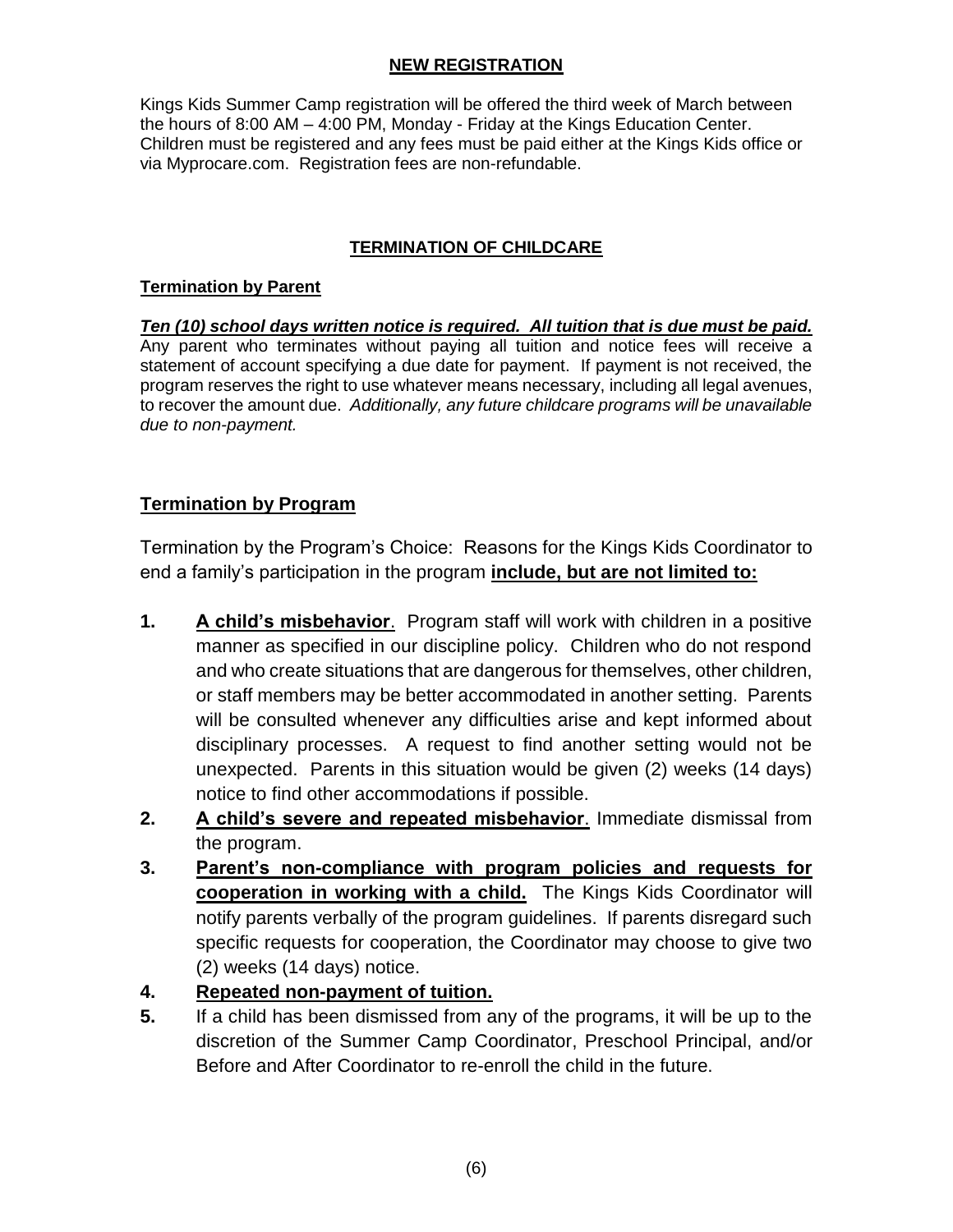## NEW REGISTRATION

Kings Kids Summer Camp registration will be offered the third week of March between the hours of 8:00 AM – 4:00 PM, Monday - Friday at the Kings Education Center. Children must be registered and any fees must be paid either at the Kings Kids office or via Myprocare.com. Registration fees are non-refundable.

## TERMINATION OF CHILDCARE

### Termination by Parent

***Ten (10) school days written notice is required. All tuition that is due must be paid.*** Any parent who terminates without paying all tuition and notice fees will receive a statement of account specifying a due date for payment. If payment is not received, the program reserves the right to use whatever means necessary, including all legal avenues, to recover the amount due. *Additionally, any future childcare programs will be unavailable due to non-payment.*

### Termination by Program

Termination by the Program's Choice: Reasons for the Kings Kids Coordinator to end a family's participation in the program **include, but are not limited to:**

1. **A child's misbehavior**. Program staff will work with children in a positive manner as specified in our discipline policy. Children who do not respond and who create situations that are dangerous for themselves, other children, or staff members may be better accommodated in another setting. Parents will be consulted whenever any difficulties arise and kept informed about disciplinary processes. A request to find another setting would not be unexpected. Parents in this situation would be given (2) weeks (14 days) notice to find other accommodations if possible.
2. **A child's severe and repeated misbehavior**. Immediate dismissal from the program.
3. **Parent's non-compliance with program policies and requests for cooperation in working with a child.** The Kings Kids Coordinator will notify parents verbally of the program guidelines. If parents disregard such specific requests for cooperation, the Coordinator may choose to give two (2) weeks (14 days) notice.
4. **Repeated non-payment of tuition.**
5. If a child has been dismissed from any of the programs, it will be up to the discretion of the Summer Camp Coordinator, Preschool Principal, and/or Before and After Coordinator to re-enroll the child in the future.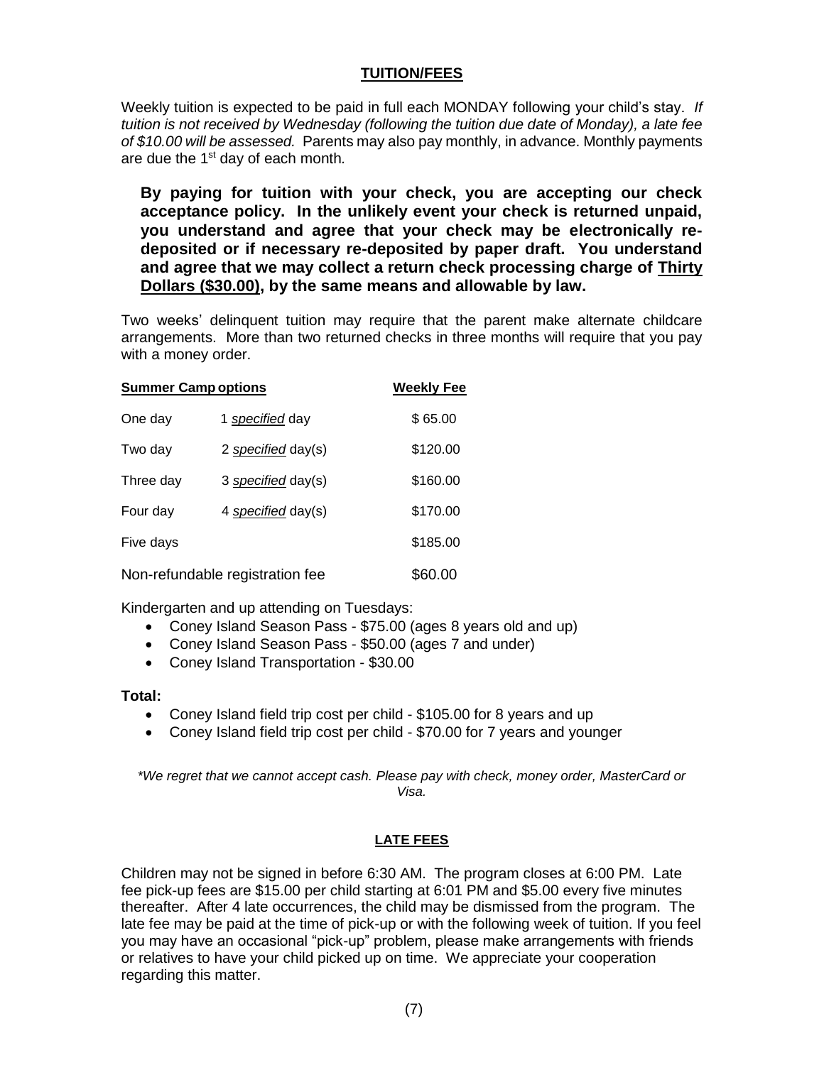## TUITION/FEES

Weekly tuition is expected to be paid in full each MONDAY following your child's stay. *If tuition is not received by Wednesday (following the tuition due date of Monday), a late fee of $10.00 will be assessed.* Parents may also pay monthly, in advance. Monthly payments are due the 1st day of each month.

**By paying for tuition with your check, you are accepting our check acceptance policy. In the unlikely event your check is returned unpaid, you understand and agree that your check may be electronically re-deposited or if necessary re-deposited by paper draft. You understand and agree that we may collect a return check processing charge of <u>Thirty Dollars ($30.00)</u>, by the same means and allowable by law.**

Two weeks' delinquent tuition may require that the parent make alternate childcare arrangements. More than two returned checks in three months will require that you pay with a money order.

| **Summer Camp options** | | **Weekly Fee** |
|---|---|---|
| One day | 1 *specified* day | $ 65.00 |
| Two day | 2 *specified* day(s) | $120.00 |
| Three day | 3 *specified* day(s) | $160.00 |
| Four day | 4 *specified* day(s) | $170.00 |
| Five days | | $185.00 |
| Non-refundable registration fee | | $60.00 |

Kindergarten and up attending on Tuesdays:

- Coney Island Season Pass - $75.00 (ages 8 years old and up)
- Coney Island Season Pass - $50.00 (ages 7 and under)
- Coney Island Transportation - $30.00

**Total:**

- Coney Island field trip cost per child - $105.00 for 8 years and up
- Coney Island field trip cost per child - $70.00 for 7 years and younger

*\*We regret that we cannot accept cash. Please pay with check, money order, MasterCard or Visa.*

## LATE FEES

Children may not be signed in before 6:30 AM. The program closes at 6:00 PM. Late fee pick-up fees are $15.00 per child starting at 6:01 PM and $5.00 every five minutes thereafter. After 4 late occurrences, the child may be dismissed from the program. The late fee may be paid at the time of pick-up or with the following week of tuition. If you feel you may have an occasional "pick-up" problem, please make arrangements with friends or relatives to have your child picked up on time. We appreciate your cooperation regarding this matter.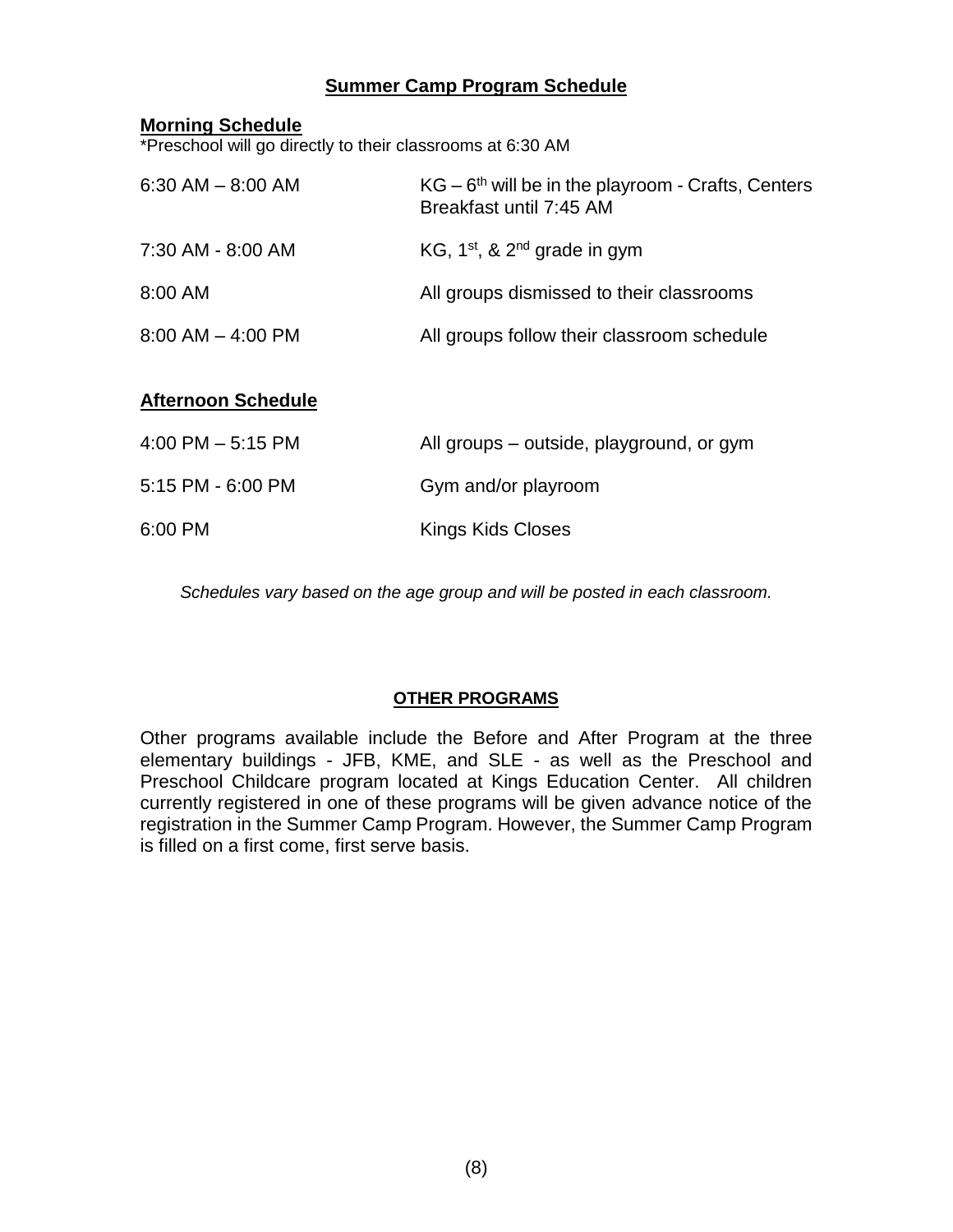## Summer Camp Program Schedule

### Morning Schedule

*Preschool will go directly to their classrooms at 6:30 AM

| | |
|---|---|
| 6:30 AM – 8:00 AM | KG – 6th will be in the playroom - Crafts, Centers Breakfast until 7:45 AM |
| 7:30 AM - 8:00 AM | KG, 1st, & 2nd grade in gym |
| 8:00 AM | All groups dismissed to their classrooms |
| 8:00 AM – 4:00 PM | All groups follow their classroom schedule |

### Afternoon Schedule

| | |
|---|---|
| 4:00 PM – 5:15 PM | All groups – outside, playground, or gym |
| 5:15 PM - 6:00 PM | Gym and/or playroom |
| 6:00 PM | Kings Kids Closes |

*Schedules vary based on the age group and will be posted in each classroom.*

## OTHER PROGRAMS

Other programs available include the Before and After Program at the three elementary buildings - JFB, KME, and SLE - as well as the Preschool and Preschool Childcare program located at Kings Education Center. All children currently registered in one of these programs will be given advance notice of the registration in the Summer Camp Program. However, the Summer Camp Program is filled on a first come, first serve basis.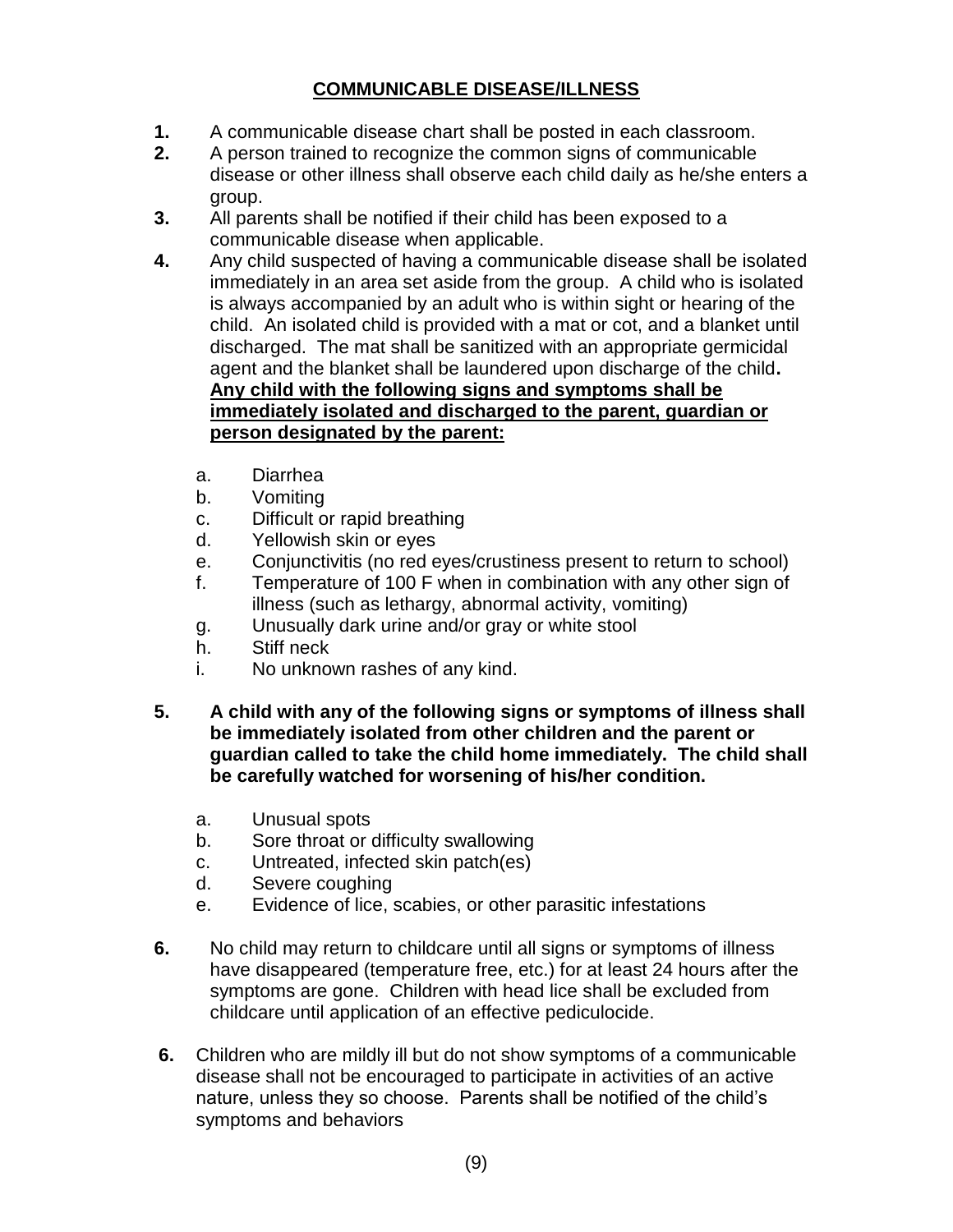## COMMUNICABLE DISEASE/ILLNESS

**1.** A communicable disease chart shall be posted in each classroom.

**2.** A person trained to recognize the common signs of communicable disease or other illness shall observe each child daily as he/she enters a group.

**3.** All parents shall be notified if their child has been exposed to a communicable disease when applicable.

**4.** Any child suspected of having a communicable disease shall be isolated immediately in an area set aside from the group. A child who is isolated is always accompanied by an adult who is within sight or hearing of the child. An isolated child is provided with a mat or cot, and a blanket until discharged. The mat shall be sanitized with an appropriate germicidal agent and the blanket shall be laundered upon discharge of the child**.** **Any child with the following signs and symptoms shall be immediately isolated and discharged to the parent, guardian or person designated by the parent:**

   a. Diarrhea
   b. Vomiting
   c. Difficult or rapid breathing
   d. Yellowish skin or eyes
   e. Conjunctivitis (no red eyes/crustiness present to return to school)
   f. Temperature of 100 F when in combination with any other sign of illness (such as lethargy, abnormal activity, vomiting)
   g. Unusually dark urine and/or gray or white stool
   h. Stiff neck
   i. No unknown rashes of any kind.

**5. A child with any of the following signs or symptoms of illness shall be immediately isolated from other children and the parent or guardian called to take the child home immediately. The child shall be carefully watched for worsening of his/her condition.**

   a. Unusual spots
   b. Sore throat or difficulty swallowing
   c. Untreated, infected skin patch(es)
   d. Severe coughing
   e. Evidence of lice, scabies, or other parasitic infestations

**6.** No child may return to childcare until all signs or symptoms of illness have disappeared (temperature free, etc.) for at least 24 hours after the symptoms are gone. Children with head lice shall be excluded from childcare until application of an effective pediculocide.

**6.** Children who are mildly ill but do not show symptoms of a communicable disease shall not be encouraged to participate in activities of an active nature, unless they so choose. Parents shall be notified of the child's symptoms and behaviors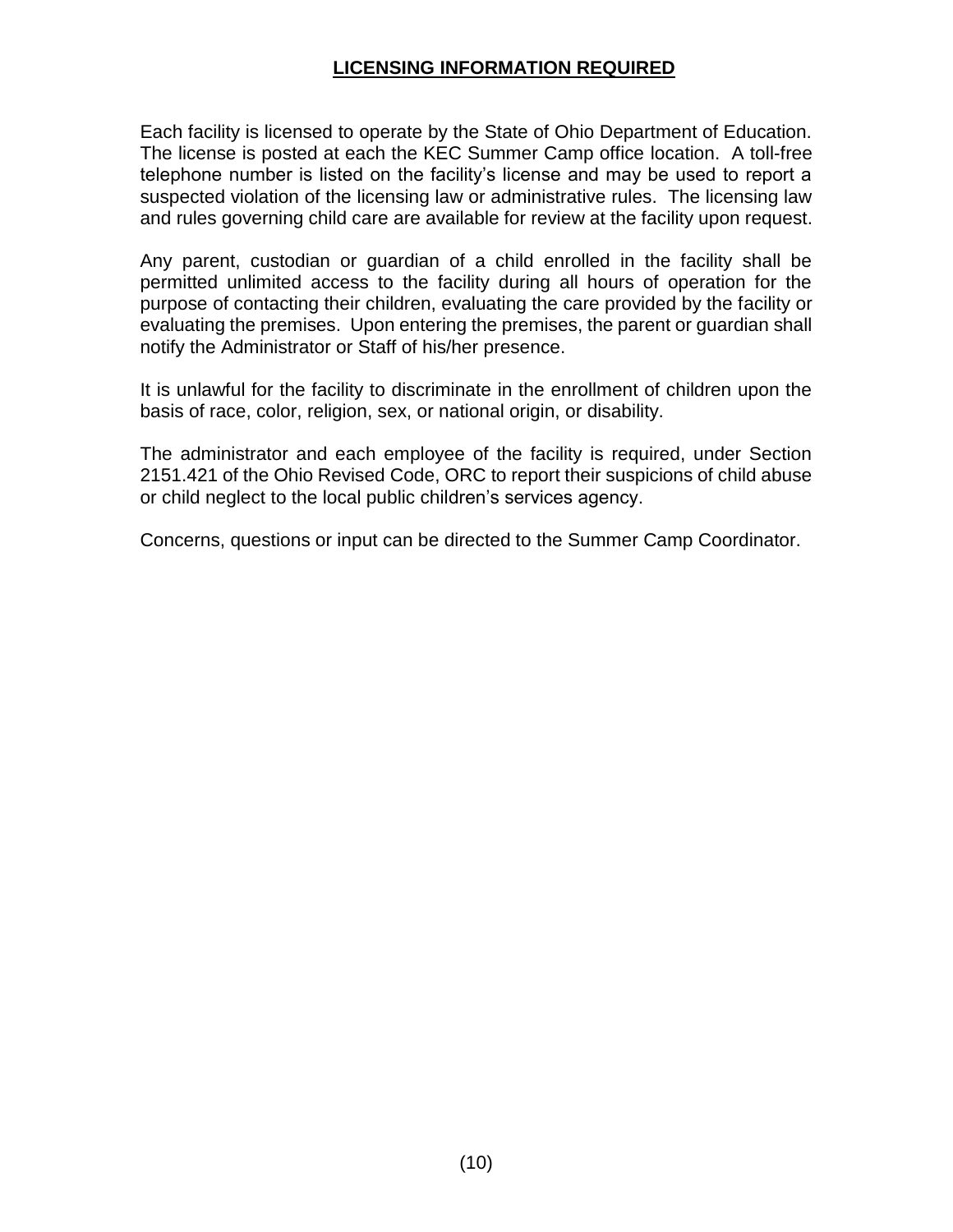## LICENSING INFORMATION REQUIRED

Each facility is licensed to operate by the State of Ohio Department of Education. The license is posted at each the KEC Summer Camp office location. A toll-free telephone number is listed on the facility's license and may be used to report a suspected violation of the licensing law or administrative rules. The licensing law and rules governing child care are available for review at the facility upon request.

Any parent, custodian or guardian of a child enrolled in the facility shall be permitted unlimited access to the facility during all hours of operation for the purpose of contacting their children, evaluating the care provided by the facility or evaluating the premises. Upon entering the premises, the parent or guardian shall notify the Administrator or Staff of his/her presence.

It is unlawful for the facility to discriminate in the enrollment of children upon the basis of race, color, religion, sex, or national origin, or disability.

The administrator and each employee of the facility is required, under Section 2151.421 of the Ohio Revised Code, ORC to report their suspicions of child abuse or child neglect to the local public children's services agency.

Concerns, questions or input can be directed to the Summer Camp Coordinator.